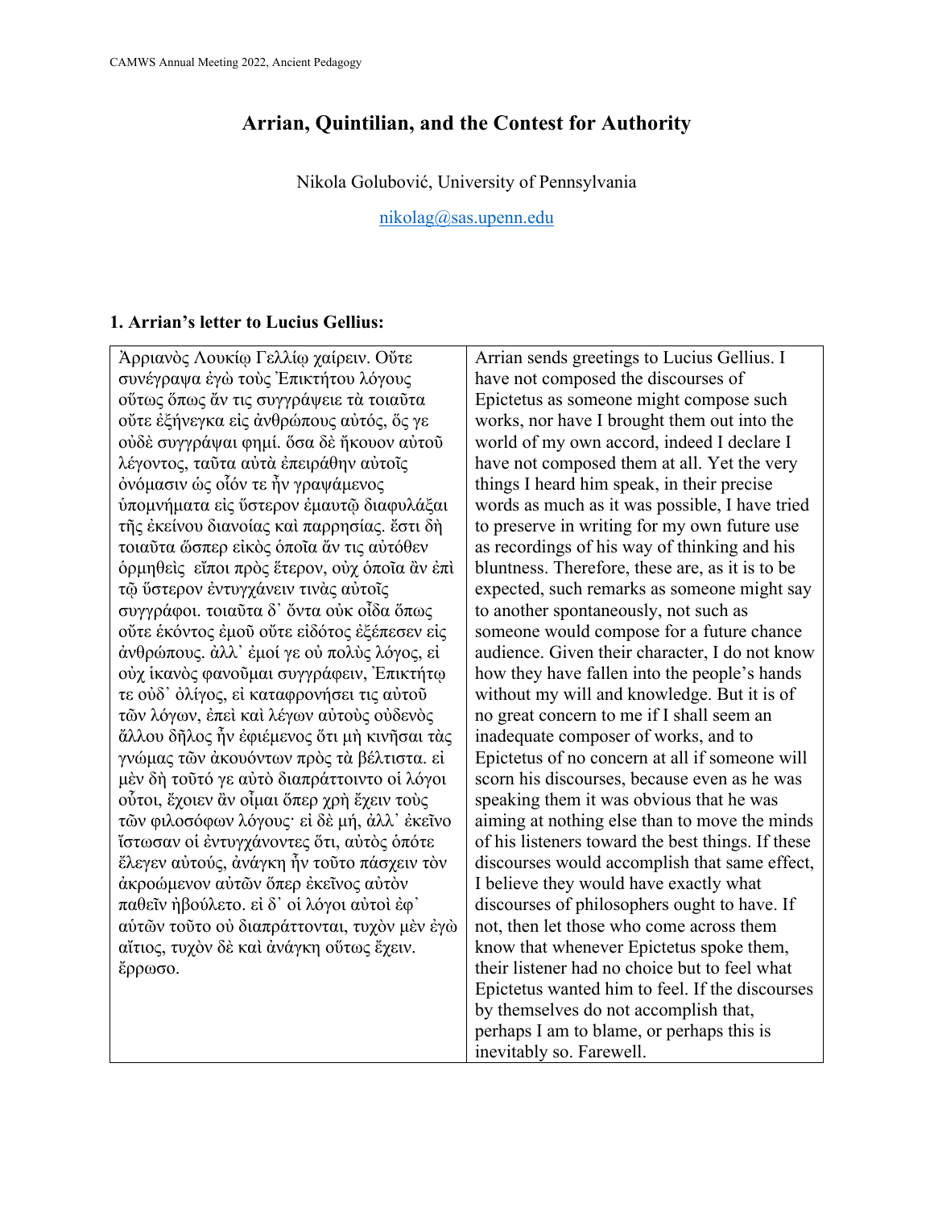# Arrian, Quintilian, and the Contest for Authority

Nikola Golubović, University of Pennsylvania

nikolag@sas.upenn.edu

### 1. Arrian's letter to Lucius Gellius:

| | |
|---|---|
| Ἀρριανὸς Λουκίῳ Γελλίῳ χαίρειν. Οὔτε συνέγραψα ἐγὼ τοὺς Ἐπικτήτου λόγους οὕτως ὅπως ἄν τις συγγράψειε τὰ τοιαῦτα οὔτε ἐξήνεγκα εἰς ἀνθρώπους αὐτός, ὅς γε οὐδὲ συγγράψαι φημί. ὅσα δὲ ἤκουον αὐτοῦ λέγοντος, ταῦτα αὐτὰ ἐπειράθην αὐτοῖς ὀνόμασιν ὡς οἷόν τε ἦν γραψάμενος ὑπομνήματα εἰς ὕστερον ἐμαυτῷ διαφυλάξαι τῆς ἐκείνου διανοίας καὶ παρρησίας. ἔστι δὴ τοιαῦτα ὥσπερ εἰκὸς ὁποῖα ἄν τις αὐτόθεν ὁρμηθεὶς εἴποι πρὸς ἕτερον, οὐχ ὁποῖα ἂν ἐπὶ τῷ ὕστερον ἐντυγχάνειν τινὰς αὐτοῖς συγγράφοι. τοιαῦτα δ᾽ ὄντα οὐκ οἶδα ὅπως οὔτε ἑκόντος ἐμοῦ οὔτε εἰδότος ἐξέπεσεν εἰς ἀνθρώπους. ἀλλ᾽ ἐμοί γε οὐ πολὺς λόγος, εἰ οὐχ ἱκανὸς φανοῦμαι συγγράφειν, Ἐπικτήτῳ τε οὐδ᾽ ὀλίγος, εἰ καταφρονήσει τις αὐτοῦ τῶν λόγων, ἐπεὶ καὶ λέγων αὐτοὺς οὐδενὸς ἄλλου δῆλος ἦν ἐφιέμενος ὅτι μὴ κινῆσαι τὰς γνώμας τῶν ἀκουόντων πρὸς τὰ βέλτιστα. εἰ μὲν δὴ τοῦτό γε αὐτὸ διαπράττοιντο οἱ λόγοι οὗτοι, ἔχοιεν ἂν οἶμαι ὅπερ χρὴ ἔχειν τοὺς τῶν φιλοσόφων λόγους· εἰ δὲ μή, ἀλλ᾽ ἐκεῖνο ἴστωσαν οἱ ἐντυγχάνοντες ὅτι, αὐτὸς ὁπότε ἔλεγεν αὐτούς, ἀνάγκη ἦν τοῦτο πάσχειν τὸν ἀκροώμενον αὐτῶν ὅπερ ἐκεῖνος αὐτὸν παθεῖν ἠβούλετο. εἰ δ᾽ οἱ λόγοι αὐτοὶ ἐφ᾽ αὑτῶν τοῦτο οὐ διαπράττονται, τυχὸν μὲν ἐγὼ αἴτιος, τυχὸν δὲ καὶ ἀνάγκη οὕτως ἔχειν. ἔρρωσο. | Arrian sends greetings to Lucius Gellius. I have not composed the discourses of Epictetus as someone might compose such works, nor have I brought them out into the world of my own accord, indeed I declare I have not composed them at all. Yet the very things I heard him speak, in their precise words as much as it was possible, I have tried to preserve in writing for my own future use as recordings of his way of thinking and his bluntness. Therefore, these are, as it is to be expected, such remarks as someone might say to another spontaneously, not such as someone would compose for a future chance audience. Given their character, I do not know how they have fallen into the people's hands without my will and knowledge. But it is of no great concern to me if I shall seem an inadequate composer of works, and to Epictetus of no concern at all if someone will scorn his discourses, because even as he was speaking them it was obvious that he was aiming at nothing else than to move the minds of his listeners toward the best things. If these discourses would accomplish that same effect, I believe they would have exactly what discourses of philosophers ought to have. If not, then let those who come across them know that whenever Epictetus spoke them, their listener had no choice but to feel what Epictetus wanted him to feel. If the discourses by themselves do not accomplish that, perhaps I am to blame, or perhaps this is inevitably so. Farewell. |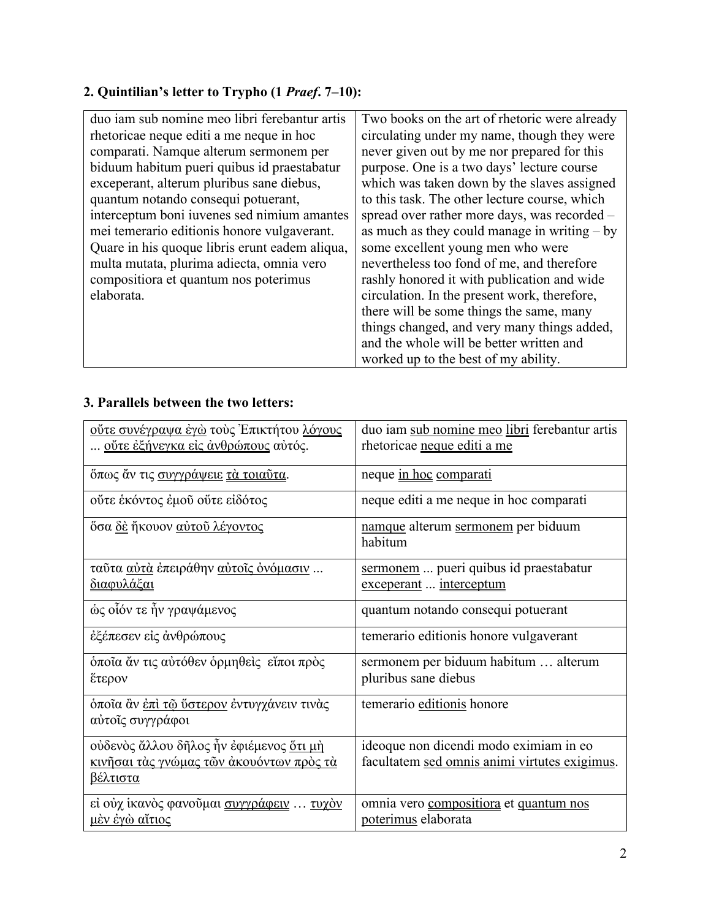### 2. Quintilian's letter to Trypho (1 *Praef*. 7–10):

| duo iam sub nomine meo libri ferebantur artis rhetoricae neque editi a me neque in hoc comparati. Namque alterum sermonem per biduum habitum pueri quibus id praestabatur exceperant, alterum pluribus sane diebus, quantum notando consequi potuerant, interceptum boni iuvenes sed nimium amantes mei temerario editionis honore vulgaverant. Quare in his quoque libris erunt eadem aliqua, multa mutata, plurima adiecta, omnia vero compositiora et quantum nos poterimus elaborata. | Two books on the art of rhetoric were already circulating under my name, though they were never given out by me nor prepared for this purpose. One is a two days' lecture course which was taken down by the slaves assigned to this task. The other lecture course, which spread over rather more days, was recorded – as much as they could manage in writing – by some excellent young men who were nevertheless too fond of me, and therefore rashly honored it with publication and wide circulation. In the present work, therefore, there will be some things the same, many things changed, and very many things added, and the whole will be better written and worked up to the best of my ability. |
|---|---|

### 3. Parallels between the two letters:

| <u>οὔτε συνέγραψα ἐγὼ</u> τοὺς Ἐπικτήτου <u>λόγους</u> ... <u>οὔτε ἐξήνεγκα εἰς ἀνθρώπους</u> αὐτός. | duo iam <u>sub nomine meo</u> <u>libri</u> ferebantur artis rhetoricae <u>neque editi a me</u> |
|---|---|
| ὅπως ἄν τις <u>συγγράψειε</u> <u>τὰ τοιαῦτα</u>. | neque <u>in hoc</u> <u>comparati</u> |
| οὔτε ἑκόντος ἐμοῦ οὔτε εἰδότος | neque editi a me neque in hoc comparati |
| ὅσα <u>δὲ</u> ἤκουον <u>αὐτοῦ λέγοντος</u> | <u>namque</u> alterum <u>sermonem</u> per biduum habitum |
| ταῦτα <u>αὐτὰ</u> ἐπειράθην <u>αὐτοῖς ὀνόμασιν</u> ... <u>διαφυλάξαι</u> | <u>sermonem</u> ... pueri quibus id praestabatur <u>exceperant</u> ... <u>interceptum</u> |
| ὡς οἷόν τε ἦν γραψάμενος | quantum notando consequi potuerant |
| ἐξέπεσεν εἰς ἀνθρώπους | temerario editionis honore vulgaverant |
| ὁποῖα ἄν τις αὐτόθεν ὁρμηθεὶς εἴποι πρὸς ἕτερον | sermonem per biduum habitum … alterum pluribus sane diebus |
| ὁποῖα ἂν <u>ἐπὶ τῷ ὕστερον</u> ἐντυγχάνειν τινὰς αὐτοῖς συγγράφοι | temerario <u>editionis</u> honore |
| οὐδενὸς ἄλλου δῆλος ἦν ἐφιέμενος <u>ὅτι μὴ κινῆσαι τὰς γνώμας τῶν ἀκουόντων πρὸς τὰ βέλτιστα</u> | ideoque non dicendi modo eximiam in eo facultatem <u>sed omnis animi virtutes exigimus</u>. |
| εἰ οὐχ ἱκανὸς φανοῦμαι <u>συγγράφειν</u> … <u>τυχὸν μὲν ἐγὼ αἴτιος</u> | omnia vero <u>compositiora</u> et <u>quantum nos poterimus</u> elaborata |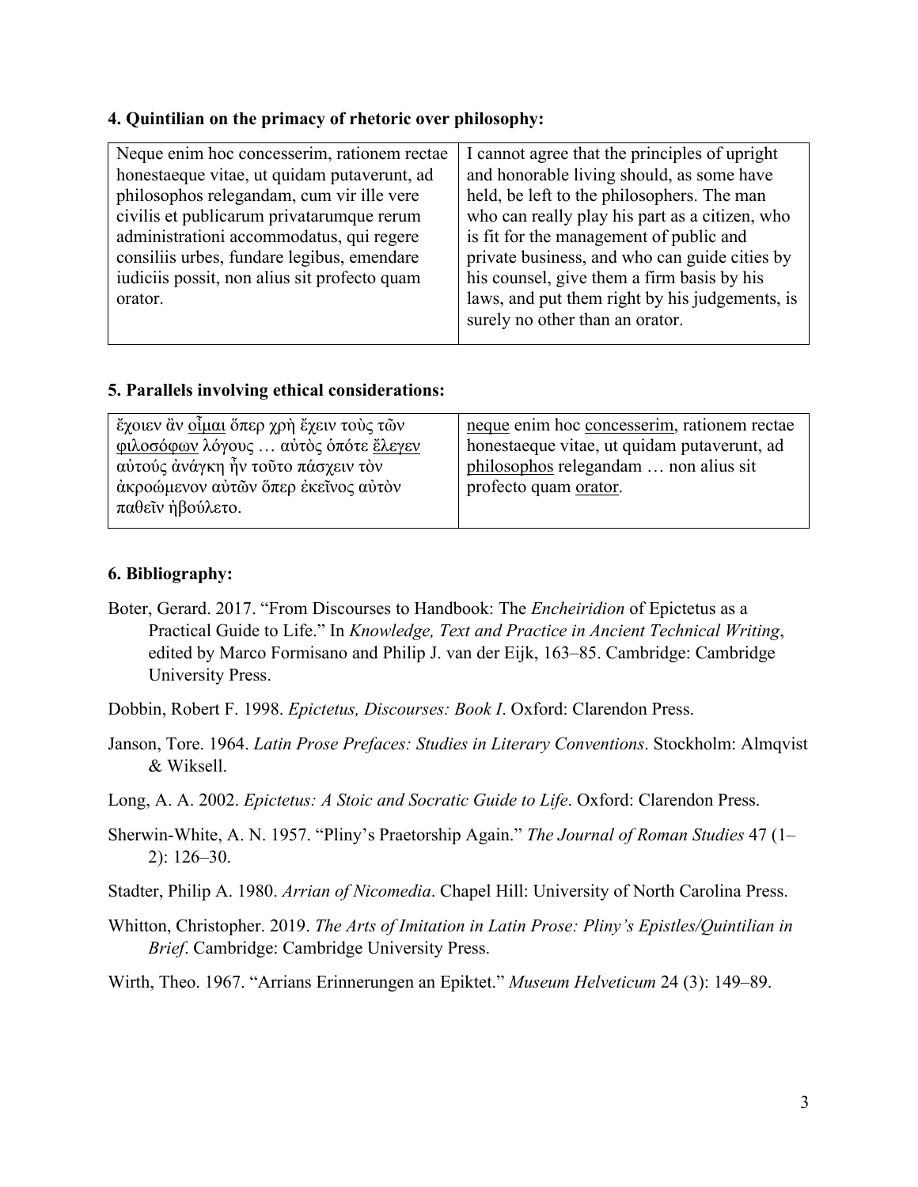**4. Quintilian on the primacy of rhetoric over philosophy:**

| | |
|---|---|
| Neque enim hoc concesserim, rationem rectae honestaeque vitae, ut quidam putaverunt, ad philosophos relegandam, cum vir ille vere civilis et publicarum privatarumque rerum administrationi accommodatus, qui regere consiliis urbes, fundare legibus, emendare iudiciis possit, non alius sit profecto quam orator. | I cannot agree that the principles of upright and honorable living should, as some have held, be left to the philosophers. The man who can really play his part as a citizen, who is fit for the management of public and private business, and who can guide cities by his counsel, give them a firm basis by his laws, and put them right by his judgements, is surely no other than an orator. |

**5. Parallels involving ethical considerations:**

| | |
|---|---|
| ἔχοιεν ἂν <u>οἶμαι</u> ὅπερ χρὴ ἔχειν τοὺς τῶν <u>φιλοσόφων</u> λόγους … αὐτὸς ὁπότε <u>ἔλεγεν</u> αὐτούς ἀνάγκη ἦν τοῦτο πάσχειν τὸν ἀκροώμενον αὐτῶν ὅπερ ἐκεῖνος αὐτὸν παθεῖν ἠβούλετο. | <u>neque</u> enim hoc <u>concesserim</u>, rationem rectae honestaeque vitae, ut quidam putaverunt, ad <u>philosophos</u> relegandam … non alius sit profecto quam <u>orator</u>. |

**6. Bibliography:**

Boter, Gerard. 2017. "From Discourses to Handbook: The *Encheiridion* of Epictetus as a Practical Guide to Life." In *Knowledge, Text and Practice in Ancient Technical Writing*, edited by Marco Formisano and Philip J. van der Eijk, 163–85. Cambridge: Cambridge University Press.

Dobbin, Robert F. 1998. *Epictetus, Discourses: Book I*. Oxford: Clarendon Press.

Janson, Tore. 1964. *Latin Prose Prefaces: Studies in Literary Conventions*. Stockholm: Almqvist & Wiksell.

Long, A. A. 2002. *Epictetus: A Stoic and Socratic Guide to Life*. Oxford: Clarendon Press.

Sherwin-White, A. N. 1957. "Pliny's Praetorship Again." *The Journal of Roman Studies* 47 (1–2): 126–30.

Stadter, Philip A. 1980. *Arrian of Nicomedia*. Chapel Hill: University of North Carolina Press.

Whitton, Christopher. 2019. *The Arts of Imitation in Latin Prose: Pliny's Epistles/Quintilian in Brief*. Cambridge: Cambridge University Press.

Wirth, Theo. 1967. "Arrians Erinnerungen an Epiktet." *Museum Helveticum* 24 (3): 149–89.